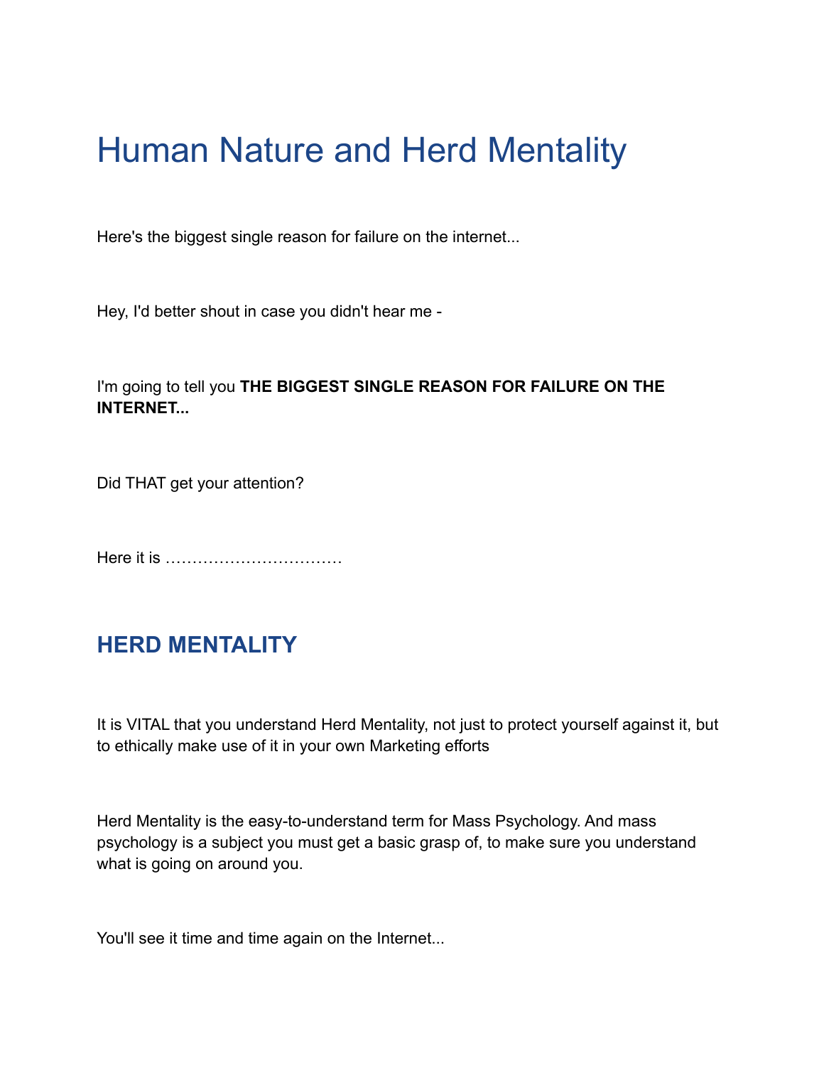# Human Nature and Herd Mentality

Here's the biggest single reason for failure on the internet...

Hey, I'd better shout in case you didn't hear me -

I'm going to tell you **THE BIGGEST SINGLE REASON FOR FAILURE ON THE INTERNET...**

Did THAT get your attention?

Here it is ……………………………

## HERD MENTALITY

It is VITAL that you understand Herd Mentality, not just to protect yourself against it, but to ethically make use of it in your own Marketing efforts

Herd Mentality is the easy-to-understand term for Mass Psychology. And mass psychology is a subject you must get a basic grasp of, to make sure you understand what is going on around you.

You'll see it time and time again on the Internet...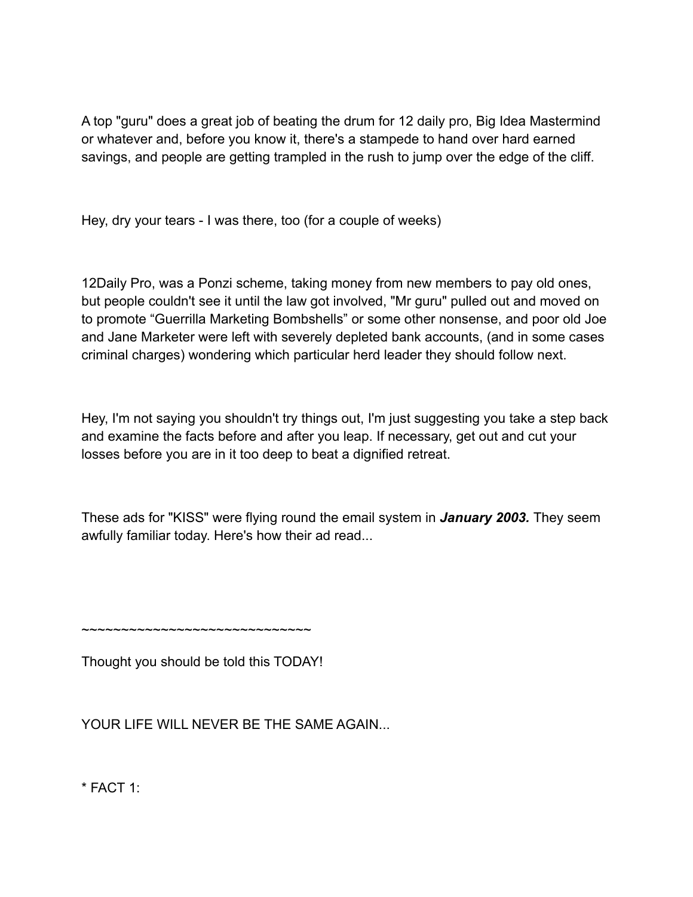A top "guru" does a great job of beating the drum for 12 daily pro, Big Idea Mastermind or whatever and, before you know it, there's a stampede to hand over hard earned savings, and people are getting trampled in the rush to jump over the edge of the cliff.

Hey, dry your tears - I was there, too (for a couple of weeks)

12Daily Pro, was a Ponzi scheme, taking money from new members to pay old ones, but people couldn't see it until the law got involved, "Mr guru" pulled out and moved on to promote “Guerrilla Marketing Bombshells” or some other nonsense, and poor old Joe and Jane Marketer were left with severely depleted bank accounts, (and in some cases criminal charges) wondering which particular herd leader they should follow next.

Hey, I'm not saying you shouldn't try things out, I'm just suggesting you take a step back and examine the facts before and after you leap. If necessary, get out and cut your losses before you are in it too deep to beat a dignified retreat.

These ads for "KISS" were flying round the email system in ***January 2003.*** They seem awfully familiar today. Here's how their ad read...

~~~~~~~~~~~~~~~~~~~~~~~~~~~~~~

Thought you should be told this TODAY!

YOUR LIFE WILL NEVER BE THE SAME AGAIN...

* FACT 1: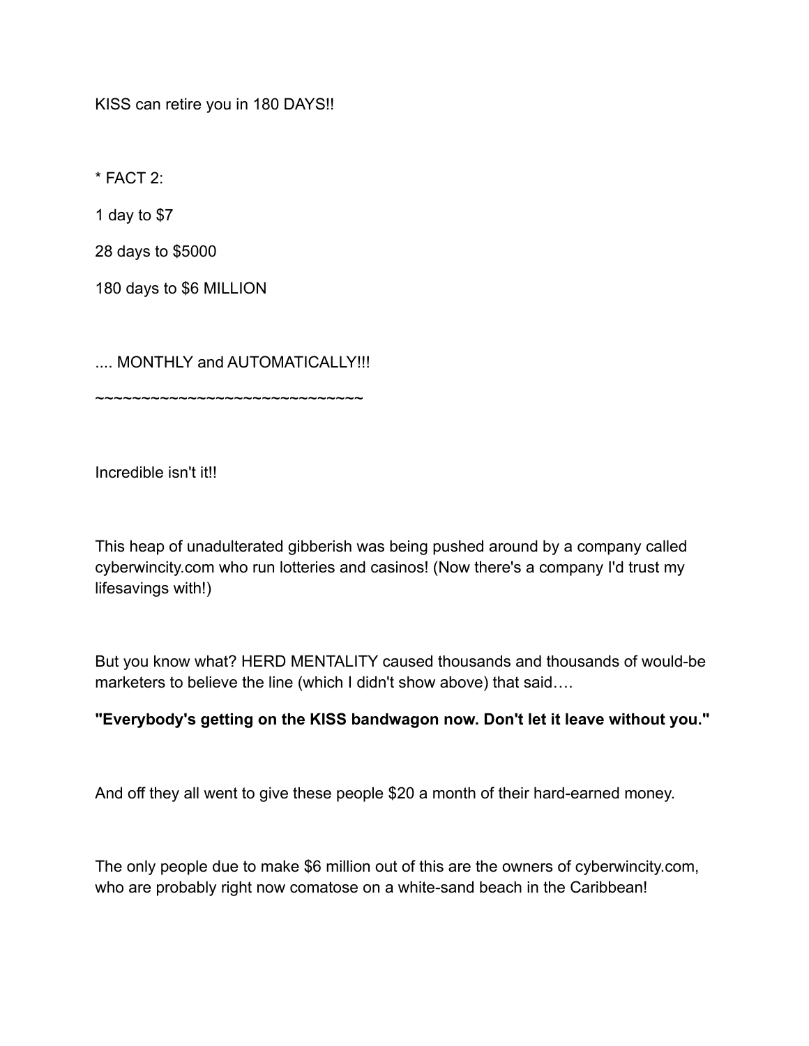KISS can retire you in 180 DAYS!!

* FACT 2:

1 day to $7

28 days to $5000

180 days to $6 MILLION

.... MONTHLY and AUTOMATICALLY!!!

~~~~~~~~~~~~~~~~~~~~~~~~~~~~~~

Incredible isn't it!!

This heap of unadulterated gibberish was being pushed around by a company called cyberwincity.com who run lotteries and casinos! (Now there's a company I'd trust my lifesavings with!)

But you know what? HERD MENTALITY caused thousands and thousands of would-be marketers to believe the line (which I didn't show above) that said….

**"Everybody's getting on the KISS bandwagon now. Don't let it leave without you."**

And off they all went to give these people $20 a month of their hard-earned money.

The only people due to make $6 million out of this are the owners of cyberwincity.com, who are probably right now comatose on a white-sand beach in the Caribbean!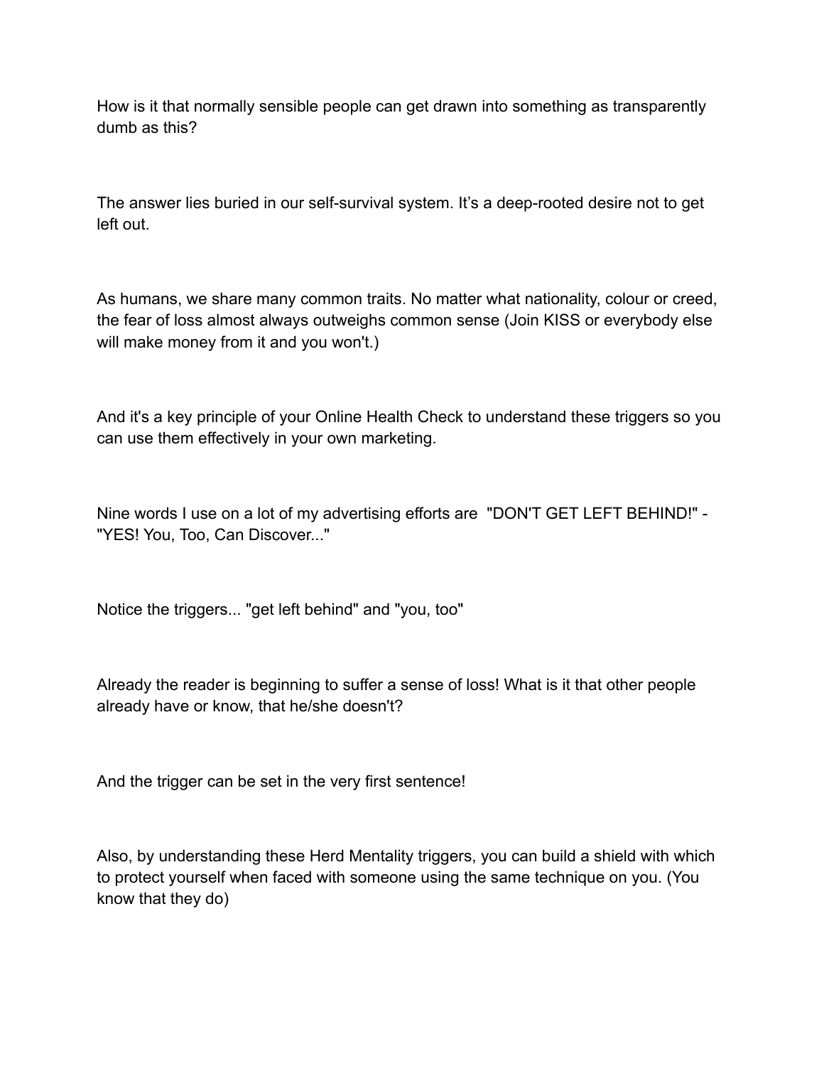How is it that normally sensible people can get drawn into something as transparently dumb as this?

The answer lies buried in our self-survival system. It's a deep-rooted desire not to get left out.

As humans, we share many common traits. No matter what nationality, colour or creed, the fear of loss almost always outweighs common sense (Join KISS or everybody else will make money from it and you won't.)

And it's a key principle of your Online Health Check to understand these triggers so you can use them effectively in your own marketing.

Nine words I use on a lot of my advertising efforts are "DON'T GET LEFT BEHIND!" - "YES! You, Too, Can Discover..."

Notice the triggers... "get left behind" and "you, too"

Already the reader is beginning to suffer a sense of loss! What is it that other people already have or know, that he/she doesn't?

And the trigger can be set in the very first sentence!

Also, by understanding these Herd Mentality triggers, you can build a shield with which to protect yourself when faced with someone using the same technique on you. (You know that they do)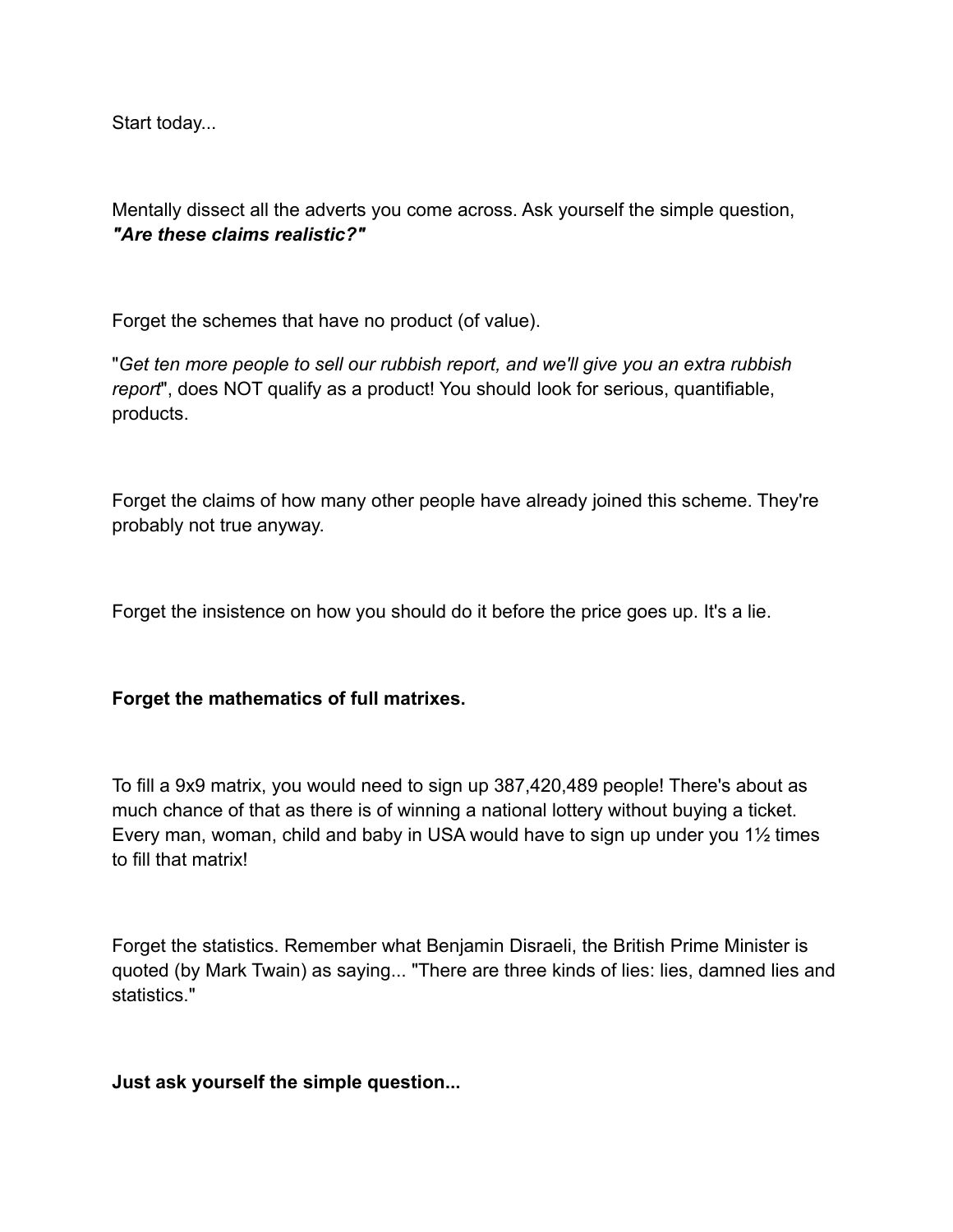Start today...

Mentally dissect all the adverts you come across. Ask yourself the simple question, ***"Are these claims realistic?"***

Forget the schemes that have no product (of value).

"*Get ten more people to sell our rubbish report, and we'll give you an extra rubbish report*", does NOT qualify as a product! You should look for serious, quantifiable, products.

Forget the claims of how many other people have already joined this scheme. They're probably not true anyway.

Forget the insistence on how you should do it before the price goes up. It's a lie.

**Forget the mathematics of full matrixes.**

To fill a 9x9 matrix, you would need to sign up 387,420,489 people! There's about as much chance of that as there is of winning a national lottery without buying a ticket. Every man, woman, child and baby in USA would have to sign up under you 1½ times to fill that matrix!

Forget the statistics. Remember what Benjamin Disraeli, the British Prime Minister is quoted (by Mark Twain) as saying... "There are three kinds of lies: lies, damned lies and statistics."

**Just ask yourself the simple question...**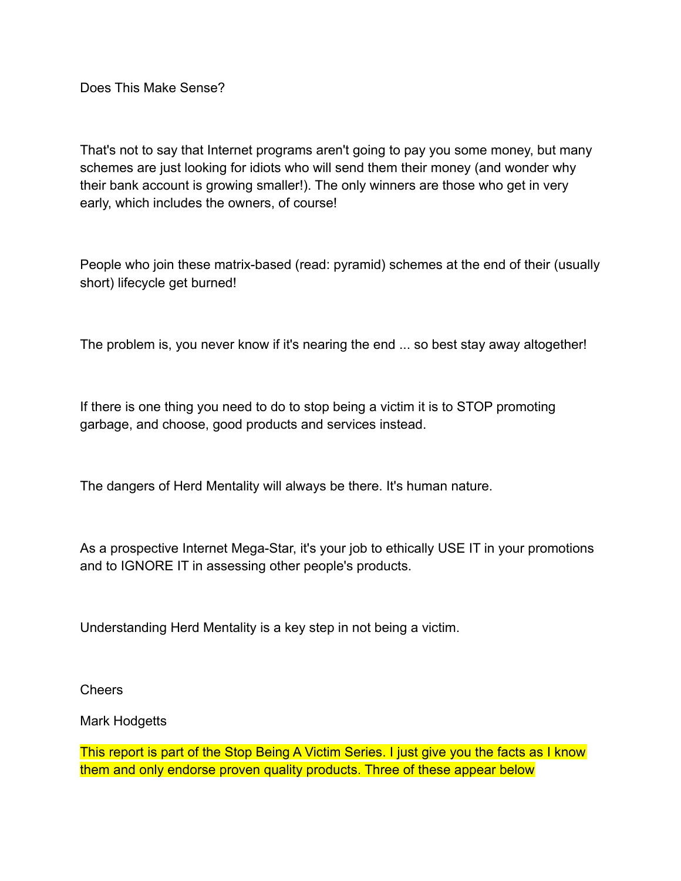Does This Make Sense?

That's not to say that Internet programs aren't going to pay you some money, but many schemes are just looking for idiots who will send them their money (and wonder why their bank account is growing smaller!). The only winners are those who get in very early, which includes the owners, of course!

People who join these matrix-based (read: pyramid) schemes at the end of their (usually short) lifecycle get burned!

The problem is, you never know if it's nearing the end ... so best stay away altogether!

If there is one thing you need to do to stop being a victim it is to STOP promoting garbage, and choose, good products and services instead.

The dangers of Herd Mentality will always be there. It's human nature.

As a prospective Internet Mega-Star, it's your job to ethically USE IT in your promotions and to IGNORE IT in assessing other people's products.

Understanding Herd Mentality is a key step in not being a victim.

Cheers

Mark Hodgetts

This report is part of the Stop Being A Victim Series. I just give you the facts as I know them and only endorse proven quality products. Three of these appear below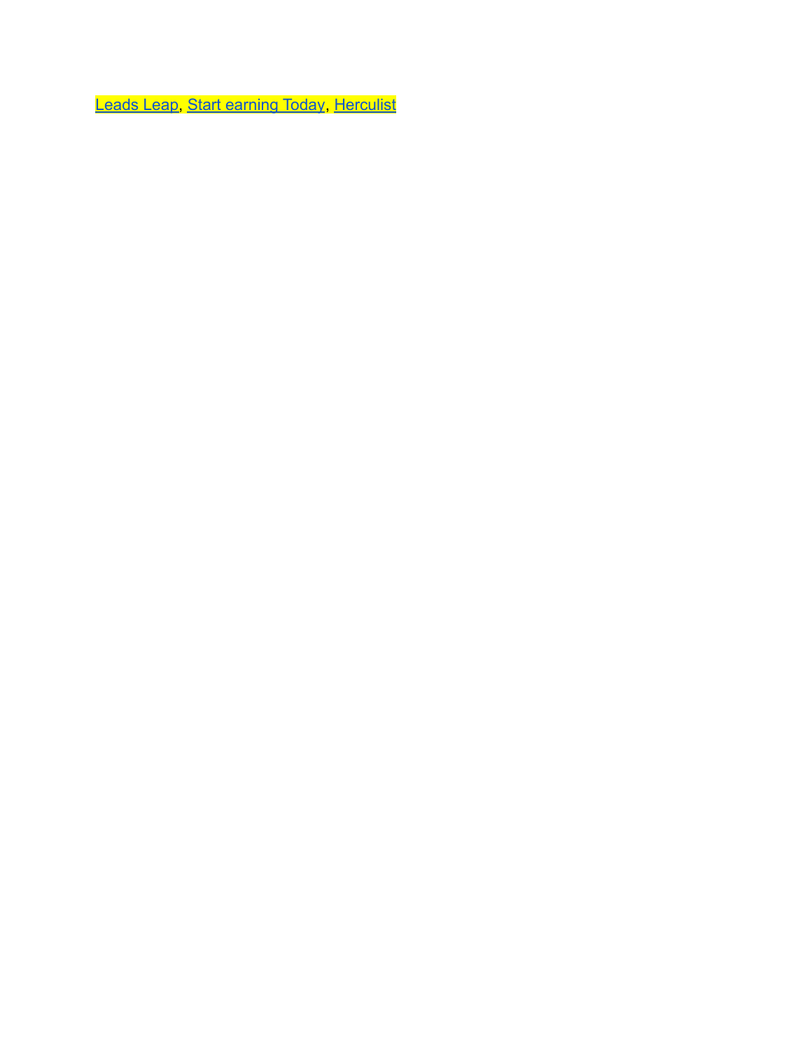Leads Leap, Start earning Today, Herculist